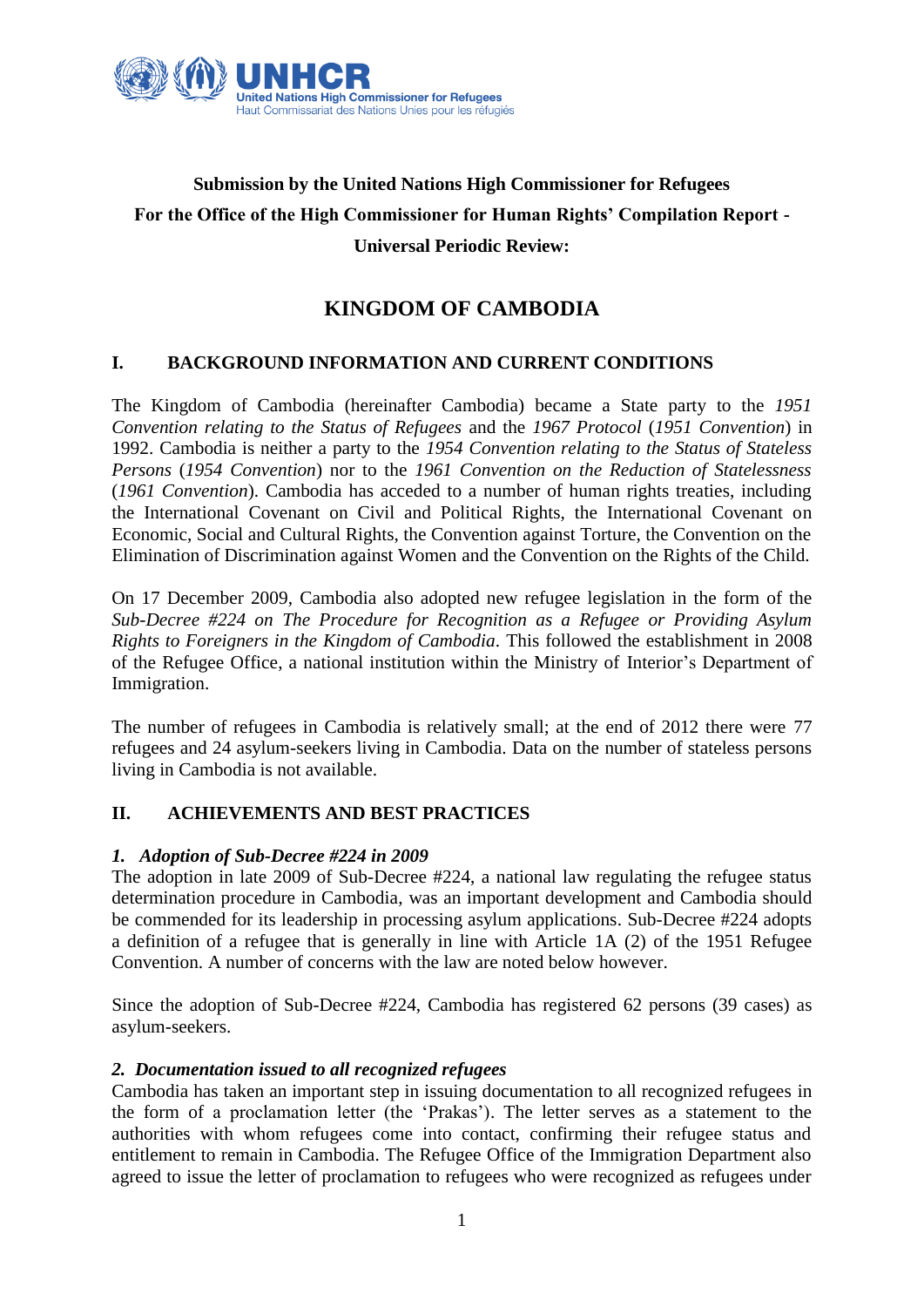**Submission by the United Nations High Commissioner for Refugees**
**For the Office of the High Commissioner for Human Rights' Compilation Report - Universal Periodic Review:**

# KINGDOM OF CAMBODIA

## I. BACKGROUND INFORMATION AND CURRENT CONDITIONS

The Kingdom of Cambodia (hereinafter Cambodia) became a State party to the *1951 Convention relating to the Status of Refugees* and the *1967 Protocol* (*1951 Convention*) in 1992. Cambodia is neither a party to the *1954 Convention relating to the Status of Stateless Persons* (*1954 Convention*) nor to the *1961 Convention on the Reduction of Statelessness* (*1961 Convention*). Cambodia has acceded to a number of human rights treaties, including the International Covenant on Civil and Political Rights, the International Covenant on Economic, Social and Cultural Rights, the Convention against Torture, the Convention on the Elimination of Discrimination against Women and the Convention on the Rights of the Child.

On 17 December 2009, Cambodia also adopted new refugee legislation in the form of the *Sub-Decree #224 on The Procedure for Recognition as a Refugee or Providing Asylum Rights to Foreigners in the Kingdom of Cambodia*. This followed the establishment in 2008 of the Refugee Office, a national institution within the Ministry of Interior's Department of Immigration.

The number of refugees in Cambodia is relatively small; at the end of 2012 there were 77 refugees and 24 asylum-seekers living in Cambodia. Data on the number of stateless persons living in Cambodia is not available.

## II. ACHIEVEMENTS AND BEST PRACTICES

### *1. Adoption of Sub-Decree #224 in 2009*

The adoption in late 2009 of Sub-Decree #224, a national law regulating the refugee status determination procedure in Cambodia, was an important development and Cambodia should be commended for its leadership in processing asylum applications. Sub-Decree #224 adopts a definition of a refugee that is generally in line with Article 1A (2) of the 1951 Refugee Convention. A number of concerns with the law are noted below however.

Since the adoption of Sub-Decree #224, Cambodia has registered 62 persons (39 cases) as asylum-seekers.

### *2. Documentation issued to all recognized refugees*

Cambodia has taken an important step in issuing documentation to all recognized refugees in the form of a proclamation letter (the 'Prakas'). The letter serves as a statement to the authorities with whom refugees come into contact, confirming their refugee status and entitlement to remain in Cambodia. The Refugee Office of the Immigration Department also agreed to issue the letter of proclamation to refugees who were recognized as refugees under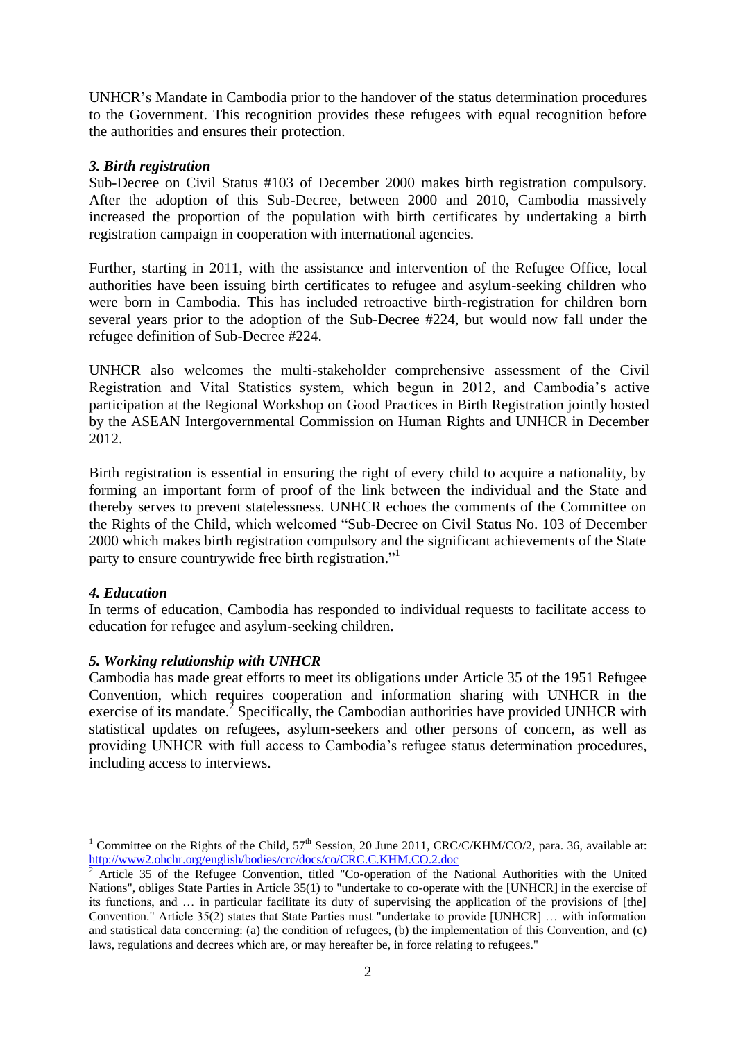UNHCR's Mandate in Cambodia prior to the handover of the status determination procedures to the Government. This recognition provides these refugees with equal recognition before the authorities and ensures their protection.

### *3. Birth registration*

Sub-Decree on Civil Status #103 of December 2000 makes birth registration compulsory. After the adoption of this Sub-Decree, between 2000 and 2010, Cambodia massively increased the proportion of the population with birth certificates by undertaking a birth registration campaign in cooperation with international agencies.

Further, starting in 2011, with the assistance and intervention of the Refugee Office, local authorities have been issuing birth certificates to refugee and asylum-seeking children who were born in Cambodia. This has included retroactive birth-registration for children born several years prior to the adoption of the Sub-Decree #224, but would now fall under the refugee definition of Sub-Decree #224.

UNHCR also welcomes the multi-stakeholder comprehensive assessment of the Civil Registration and Vital Statistics system, which begun in 2012, and Cambodia's active participation at the Regional Workshop on Good Practices in Birth Registration jointly hosted by the ASEAN Intergovernmental Commission on Human Rights and UNHCR in December 2012.

Birth registration is essential in ensuring the right of every child to acquire a nationality, by forming an important form of proof of the link between the individual and the State and thereby serves to prevent statelessness. UNHCR echoes the comments of the Committee on the Rights of the Child, which welcomed "Sub-Decree on Civil Status No. 103 of December 2000 which makes birth registration compulsory and the significant achievements of the State party to ensure countrywide free birth registration."[1]

### *4. Education*

In terms of education, Cambodia has responded to individual requests to facilitate access to education for refugee and asylum-seeking children.

### *5. Working relationship with UNHCR*

Cambodia has made great efforts to meet its obligations under Article 35 of the 1951 Refugee Convention, which requires cooperation and information sharing with UNHCR in the exercise of its mandate.[2] Specifically, the Cambodian authorities have provided UNHCR with statistical updates on refugees, asylum-seekers and other persons of concern, as well as providing UNHCR with full access to Cambodia's refugee status determination procedures, including access to interviews.

---

[1] Committee on the Rights of the Child, 57[th] Session, 20 June 2011, CRC/C/KHM/CO/2, para. 36, available at: http://www2.ohchr.org/english/bodies/crc/docs/co/CRC.C.KHM.CO.2.doc

[2] Article 35 of the Refugee Convention, titled "Co-operation of the National Authorities with the United Nations", obliges State Parties in Article 35(1) to "undertake to co-operate with the [UNHCR] in the exercise of its functions, and … in particular facilitate its duty of supervising the application of the provisions of [the] Convention." Article 35(2) states that State Parties must "undertake to provide [UNHCR] … with information and statistical data concerning: (a) the condition of refugees, (b) the implementation of this Convention, and (c) laws, regulations and decrees which are, or may hereafter be, in force relating to refugees."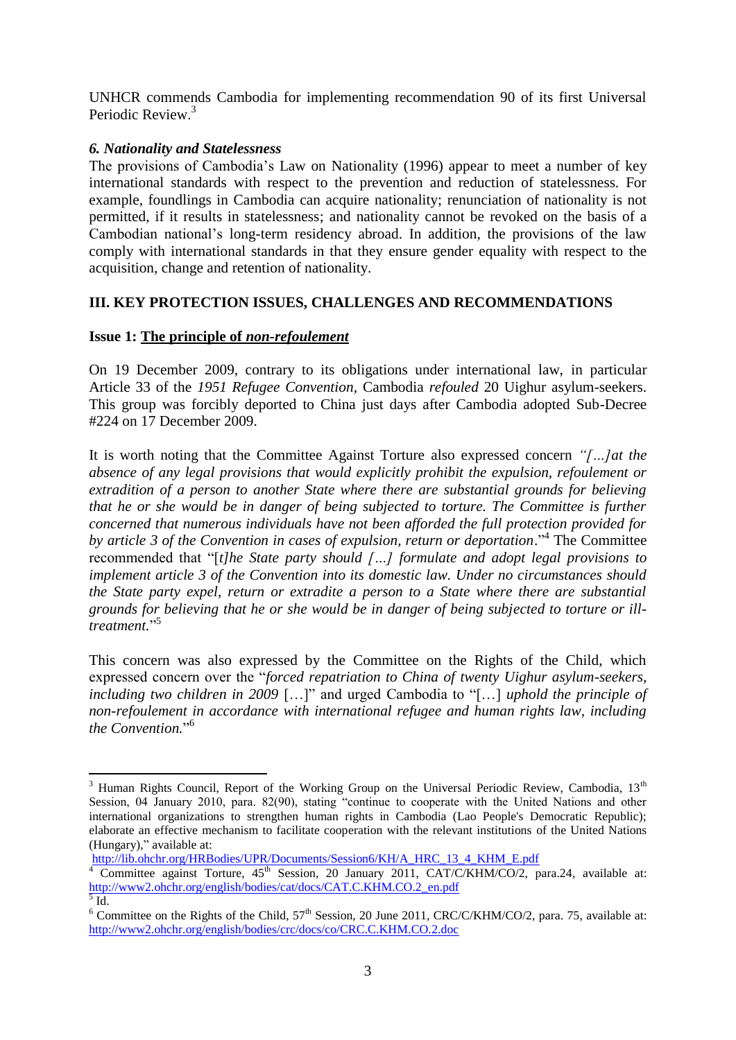UNHCR commends Cambodia for implementing recommendation 90 of its first Universal Periodic Review.[3]

***6. Nationality and Statelessness***

The provisions of Cambodia's Law on Nationality (1996) appear to meet a number of key international standards with respect to the prevention and reduction of statelessness. For example, foundlings in Cambodia can acquire nationality; renunciation of nationality is not permitted, if it results in statelessness; and nationality cannot be revoked on the basis of a Cambodian national's long-term residency abroad. In addition, the provisions of the law comply with international standards in that they ensure gender equality with respect to the acquisition, change and retention of nationality.

## III. KEY PROTECTION ISSUES, CHALLENGES AND RECOMMENDATIONS

### Issue 1: The principle of *non-refoulement*

On 19 December 2009, contrary to its obligations under international law, in particular Article 33 of the *1951 Refugee Convention*, Cambodia *refouled* 20 Uighur asylum-seekers. This group was forcibly deported to China just days after Cambodia adopted Sub-Decree #224 on 17 December 2009.

It is worth noting that the Committee Against Torture also expressed concern *"[…]at the absence of any legal provisions that would explicitly prohibit the expulsion, refoulement or extradition of a person to another State where there are substantial grounds for believing that he or she would be in danger of being subjected to torture. The Committee is further concerned that numerous individuals have not been afforded the full protection provided for by article 3 of the Convention in cases of expulsion, return or deportation*."[4] The Committee recommended that "[*t]he State party should […] formulate and adopt legal provisions to implement article 3 of the Convention into its domestic law. Under no circumstances should the State party expel, return or extradite a person to a State where there are substantial grounds for believing that he or she would be in danger of being subjected to torture or ill-treatment.*"[5]

This concern was also expressed by the Committee on the Rights of the Child, which expressed concern over the "*forced repatriation to China of twenty Uighur asylum-seekers, including two children in 2009* […]" and urged Cambodia to "[…] *uphold the principle of non-refoulement in accordance with international refugee and human rights law, including the Convention.*"[6]

---

[3] Human Rights Council, Report of the Working Group on the Universal Periodic Review, Cambodia, 13th Session, 04 January 2010, para. 82(90), stating "continue to cooperate with the United Nations and other international organizations to strengthen human rights in Cambodia (Lao People's Democratic Republic); elaborate an effective mechanism to facilitate cooperation with the relevant institutions of the United Nations (Hungary)," available at: http://lib.ohchr.org/HRBodies/UPR/Documents/Session6/KH/A_HRC_13_4_KHM_E.pdf

[4] Committee against Torture, 45th Session, 20 January 2011, CAT/C/KHM/CO/2, para.24, available at: http://www2.ohchr.org/english/bodies/cat/docs/CAT.C.KHM.CO.2_en.pdf

[5] Id.

[6] Committee on the Rights of the Child, 57th Session, 20 June 2011, CRC/C/KHM/CO/2, para. 75, available at: http://www2.ohchr.org/english/bodies/crc/docs/co/CRC.C.KHM.CO.2.doc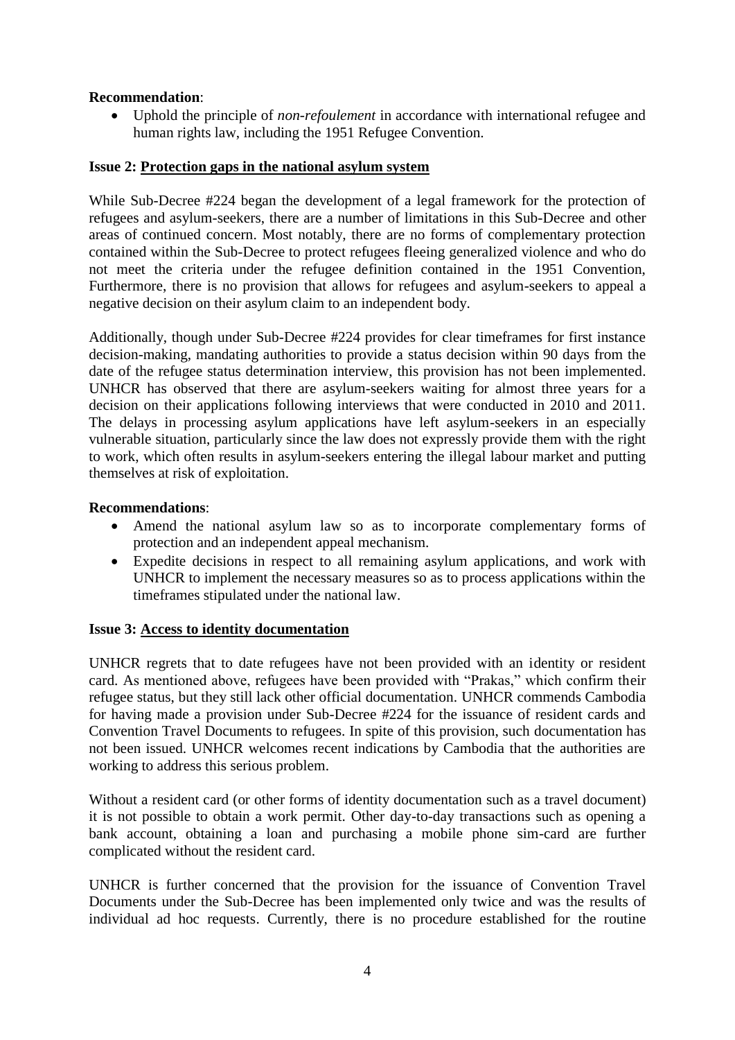**Recommendation**:

- Uphold the principle of *non-refoulement* in accordance with international refugee and human rights law, including the 1951 Refugee Convention.

**Issue 2: <u>Protection gaps in the national asylum system</u>**

While Sub-Decree #224 began the development of a legal framework for the protection of refugees and asylum-seekers, there are a number of limitations in this Sub-Decree and other areas of continued concern. Most notably, there are no forms of complementary protection contained within the Sub-Decree to protect refugees fleeing generalized violence and who do not meet the criteria under the refugee definition contained in the 1951 Convention, Furthermore, there is no provision that allows for refugees and asylum-seekers to appeal a negative decision on their asylum claim to an independent body.

Additionally, though under Sub-Decree #224 provides for clear timeframes for first instance decision-making, mandating authorities to provide a status decision within 90 days from the date of the refugee status determination interview, this provision has not been implemented. UNHCR has observed that there are asylum-seekers waiting for almost three years for a decision on their applications following interviews that were conducted in 2010 and 2011. The delays in processing asylum applications have left asylum-seekers in an especially vulnerable situation, particularly since the law does not expressly provide them with the right to work, which often results in asylum-seekers entering the illegal labour market and putting themselves at risk of exploitation.

**Recommendations**:

- Amend the national asylum law so as to incorporate complementary forms of protection and an independent appeal mechanism.
- Expedite decisions in respect to all remaining asylum applications, and work with UNHCR to implement the necessary measures so as to process applications within the timeframes stipulated under the national law.

**Issue 3: <u>Access to identity documentation</u>**

UNHCR regrets that to date refugees have not been provided with an identity or resident card. As mentioned above, refugees have been provided with "Prakas," which confirm their refugee status, but they still lack other official documentation. UNHCR commends Cambodia for having made a provision under Sub-Decree #224 for the issuance of resident cards and Convention Travel Documents to refugees. In spite of this provision, such documentation has not been issued. UNHCR welcomes recent indications by Cambodia that the authorities are working to address this serious problem.

Without a resident card (or other forms of identity documentation such as a travel document) it is not possible to obtain a work permit. Other day-to-day transactions such as opening a bank account, obtaining a loan and purchasing a mobile phone sim-card are further complicated without the resident card.

UNHCR is further concerned that the provision for the issuance of Convention Travel Documents under the Sub-Decree has been implemented only twice and was the results of individual ad hoc requests. Currently, there is no procedure established for the routine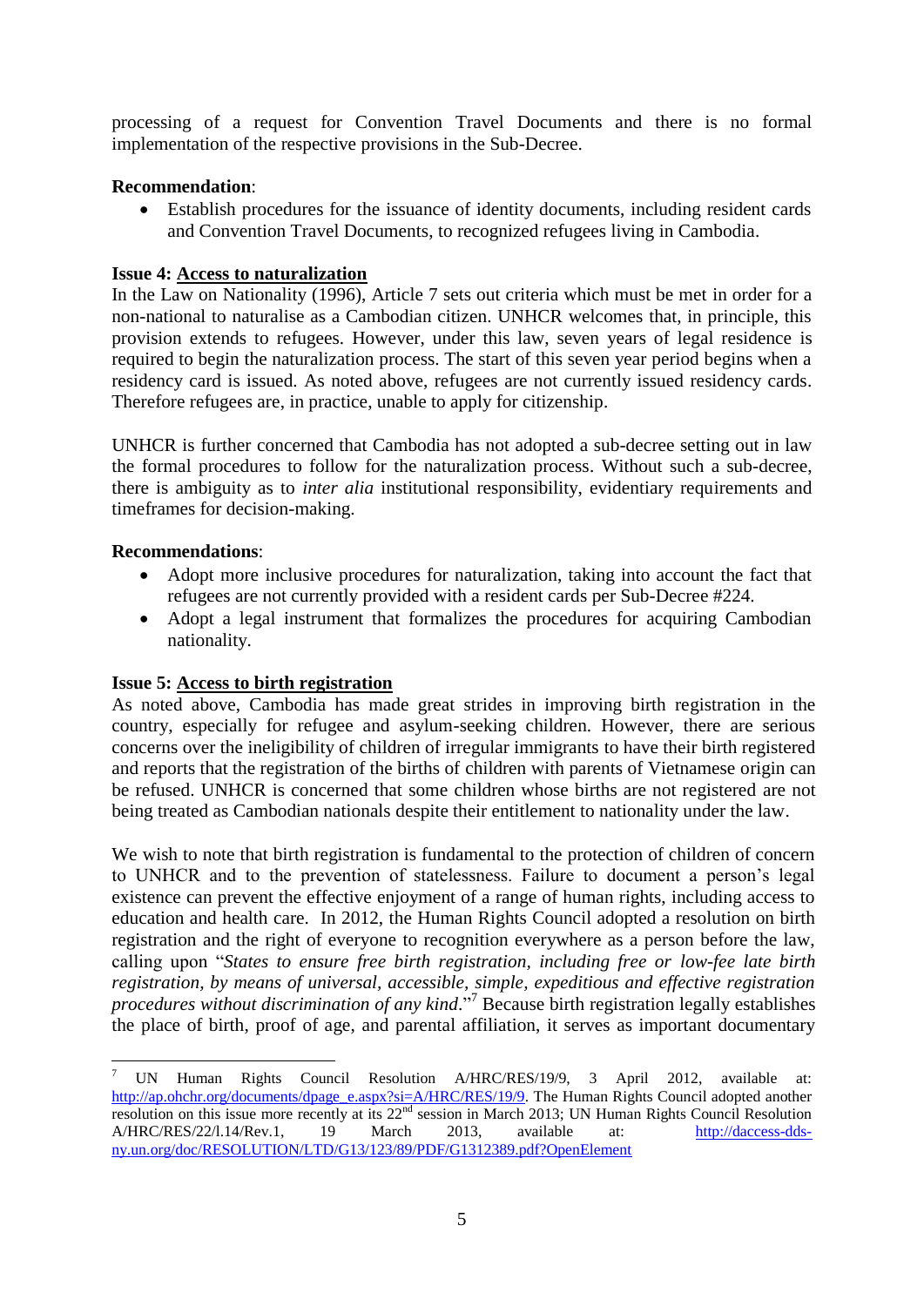processing of a request for Convention Travel Documents and there is no formal implementation of the respective provisions in the Sub-Decree.

**Recommendation**:

- Establish procedures for the issuance of identity documents, including resident cards and Convention Travel Documents, to recognized refugees living in Cambodia.

**Issue 4: <u>Access to naturalization</u>**

In the Law on Nationality (1996), Article 7 sets out criteria which must be met in order for a non-national to naturalise as a Cambodian citizen. UNHCR welcomes that, in principle, this provision extends to refugees. However, under this law, seven years of legal residence is required to begin the naturalization process. The start of this seven year period begins when a residency card is issued. As noted above, refugees are not currently issued residency cards. Therefore refugees are, in practice, unable to apply for citizenship.

UNHCR is further concerned that Cambodia has not adopted a sub-decree setting out in law the formal procedures to follow for the naturalization process. Without such a sub-decree, there is ambiguity as to *inter alia* institutional responsibility, evidentiary requirements and timeframes for decision-making.

**Recommendations**:

- Adopt more inclusive procedures for naturalization, taking into account the fact that refugees are not currently provided with a resident cards per Sub-Decree #224.
- Adopt a legal instrument that formalizes the procedures for acquiring Cambodian nationality.

**Issue 5: <u>Access to birth registration</u>**

As noted above, Cambodia has made great strides in improving birth registration in the country, especially for refugee and asylum-seeking children. However, there are serious concerns over the ineligibility of children of irregular immigrants to have their birth registered and reports that the registration of the births of children with parents of Vietnamese origin can be refused. UNHCR is concerned that some children whose births are not registered are not being treated as Cambodian nationals despite their entitlement to nationality under the law.

We wish to note that birth registration is fundamental to the protection of children of concern to UNHCR and to the prevention of statelessness. Failure to document a person's legal existence can prevent the effective enjoyment of a range of human rights, including access to education and health care. In 2012, the Human Rights Council adopted a resolution on birth registration and the right of everyone to recognition everywhere as a person before the law, calling upon "*States to ensure free birth registration, including free or low-fee late birth registration, by means of universal, accessible, simple, expeditious and effective registration procedures without discrimination of any kind*."[7] Because birth registration legally establishes the place of birth, proof of age, and parental affiliation, it serves as important documentary

---

[7] UN Human Rights Council Resolution A/HRC/RES/19/9, 3 April 2012, available at: http://ap.ohchr.org/documents/dpage_e.aspx?si=A/HRC/RES/19/9. The Human Rights Council adopted another resolution on this issue more recently at its 22nd session in March 2013; UN Human Rights Council Resolution A/HRC/RES/22/l.14/Rev.1, 19 March 2013, available at: http://daccess-dds-ny.un.org/doc/RESOLUTION/LTD/G13/123/89/PDF/G1312389.pdf?OpenElement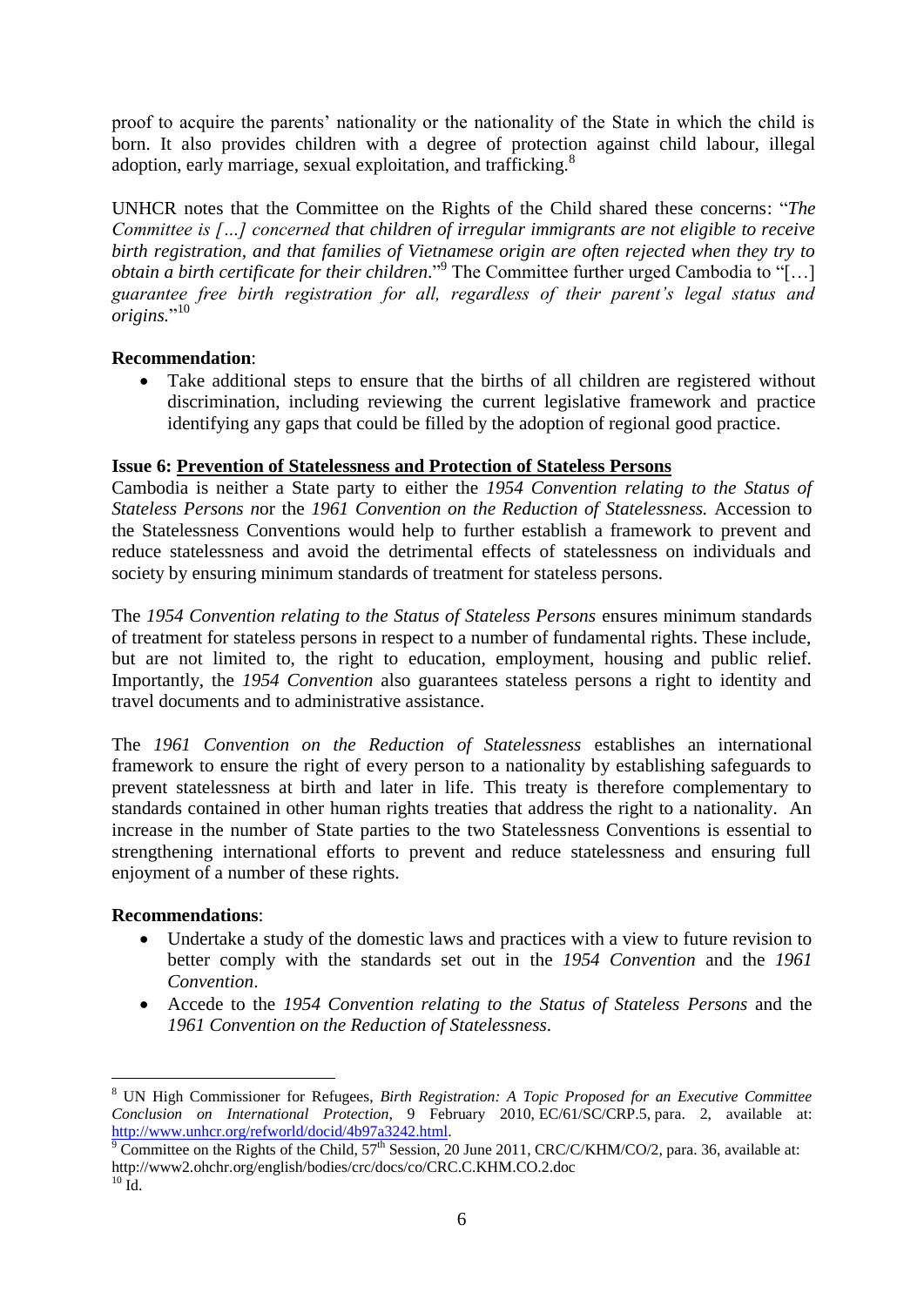proof to acquire the parents' nationality or the nationality of the State in which the child is born. It also provides children with a degree of protection against child labour, illegal adoption, early marriage, sexual exploitation, and trafficking.[8]

UNHCR notes that the Committee on the Rights of the Child shared these concerns: "*The Committee is […] concerned that children of irregular immigrants are not eligible to receive birth registration, and that families of Vietnamese origin are often rejected when they try to obtain a birth certificate for their children*."[9] The Committee further urged Cambodia to "[…] *guarantee free birth registration for all, regardless of their parent's legal status and origins.*"[10]

**Recommendation**:

- Take additional steps to ensure that the births of all children are registered without discrimination, including reviewing the current legislative framework and practice identifying any gaps that could be filled by the adoption of regional good practice.

**Issue 6: Prevention of Statelessness and Protection of Stateless Persons**

Cambodia is neither a State party to either the *1954 Convention relating to the Status of Stateless Persons n*or the *1961 Convention on the Reduction of Statelessness.* Accession to the Statelessness Conventions would help to further establish a framework to prevent and reduce statelessness and avoid the detrimental effects of statelessness on individuals and society by ensuring minimum standards of treatment for stateless persons.

The *1954 Convention relating to the Status of Stateless Persons* ensures minimum standards of treatment for stateless persons in respect to a number of fundamental rights. These include, but are not limited to, the right to education, employment, housing and public relief. Importantly, the *1954 Convention* also guarantees stateless persons a right to identity and travel documents and to administrative assistance.

The *1961 Convention on the Reduction of Statelessness* establishes an international framework to ensure the right of every person to a nationality by establishing safeguards to prevent statelessness at birth and later in life. This treaty is therefore complementary to standards contained in other human rights treaties that address the right to a nationality. An increase in the number of State parties to the two Statelessness Conventions is essential to strengthening international efforts to prevent and reduce statelessness and ensuring full enjoyment of a number of these rights.

**Recommendations**:

- Undertake a study of the domestic laws and practices with a view to future revision to better comply with the standards set out in the *1954 Convention* and the *1961 Convention*.
- Accede to the *1954 Convention relating to the Status of Stateless Persons* and the *1961 Convention on the Reduction of Statelessness*.

---

[8] UN High Commissioner for Refugees, *Birth Registration: A Topic Proposed for an Executive Committee Conclusion on International Protection*, 9 February 2010, EC/61/SC/CRP.5, para. 2, available at: http://www.unhcr.org/refworld/docid/4b97a3242.html.

[9] Committee on the Rights of the Child, 57th Session, 20 June 2011, CRC/C/KHM/CO/2, para. 36, available at: http://www2.ohchr.org/english/bodies/crc/docs/co/CRC.C.KHM.CO.2.doc

[10] Id.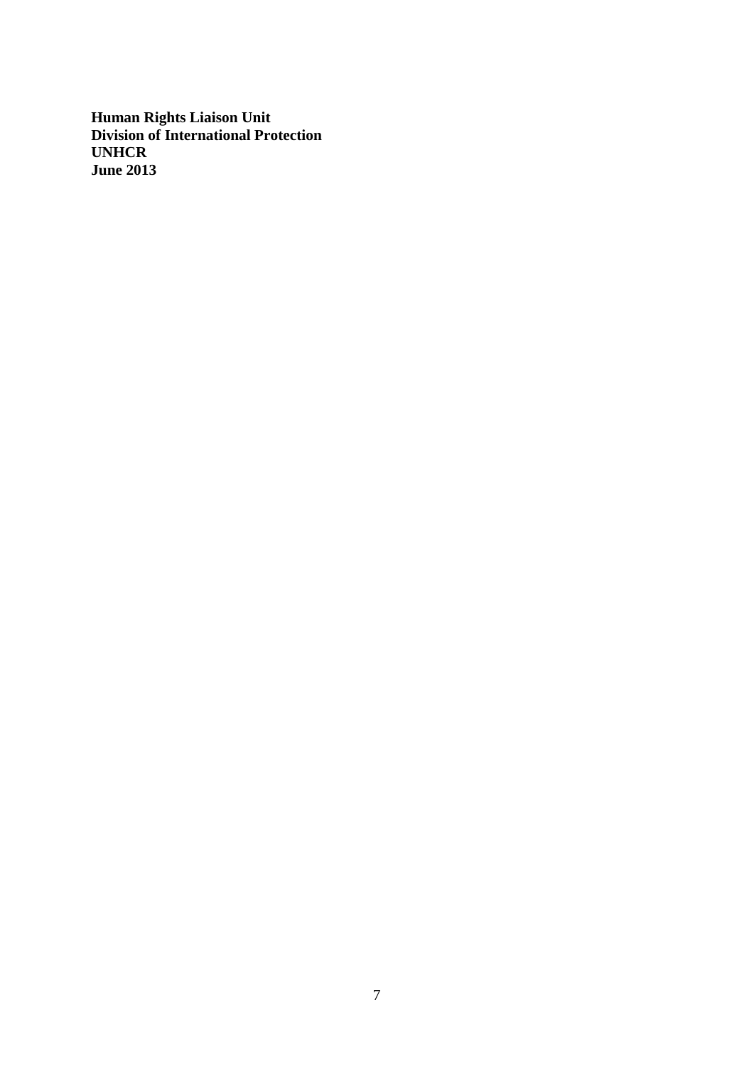**Human Rights Liaison Unit**
**Division of International Protection**
**UNHCR**
**June 2013**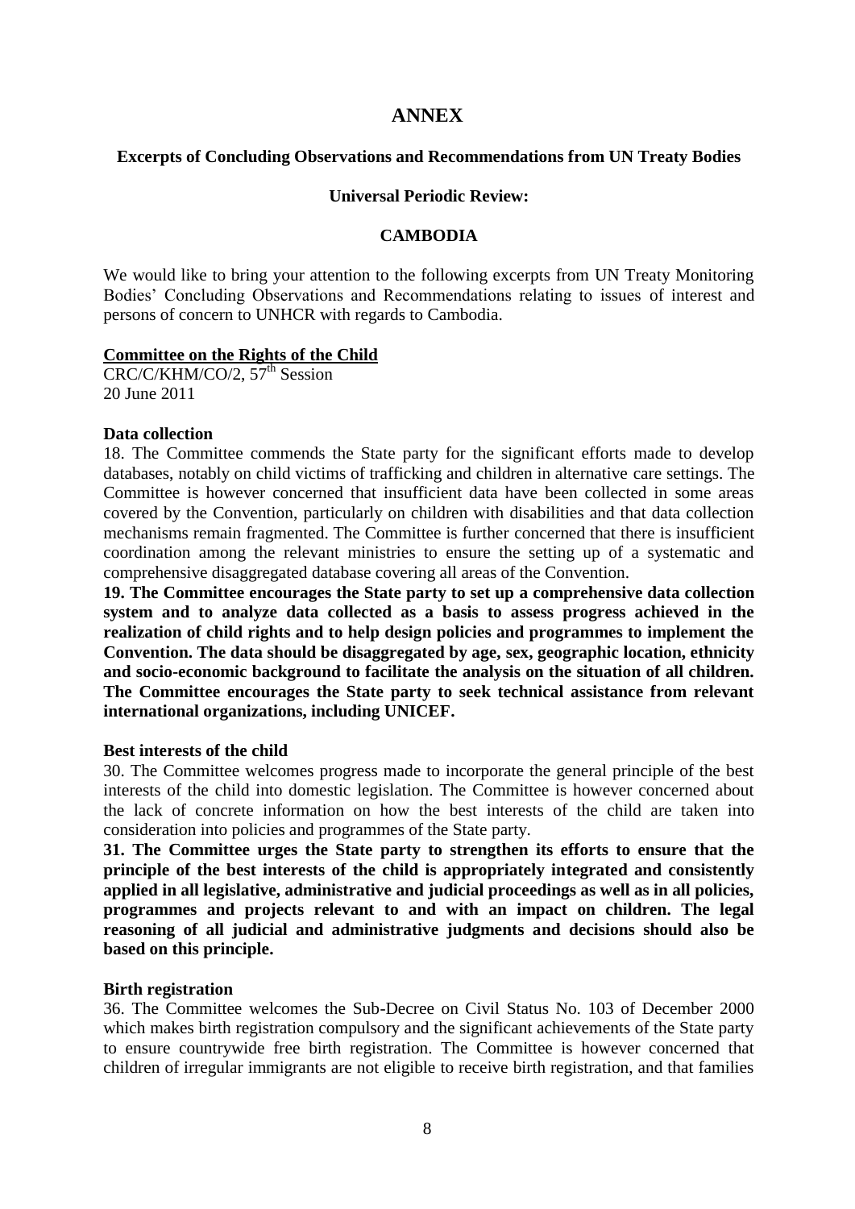# ANNEX

### Excerpts of Concluding Observations and Recommendations from UN Treaty Bodies

### Universal Periodic Review:

### CAMBODIA

We would like to bring your attention to the following excerpts from UN Treaty Monitoring Bodies' Concluding Observations and Recommendations relating to issues of interest and persons of concern to UNHCR with regards to Cambodia.

**Committee on the Rights of the Child**
CRC/C/KHM/CO/2, 57th Session
20 June 2011

**Data collection**
18. The Committee commends the State party for the significant efforts made to develop databases, notably on child victims of trafficking and children in alternative care settings. The Committee is however concerned that insufficient data have been collected in some areas covered by the Convention, particularly on children with disabilities and that data collection mechanisms remain fragmented. The Committee is further concerned that there is insufficient coordination among the relevant ministries to ensure the setting up of a systematic and comprehensive disaggregated database covering all areas of the Convention.

**19. The Committee encourages the State party to set up a comprehensive data collection system and to analyze data collected as a basis to assess progress achieved in the realization of child rights and to help design policies and programmes to implement the Convention. The data should be disaggregated by age, sex, geographic location, ethnicity and socio-economic background to facilitate the analysis on the situation of all children. The Committee encourages the State party to seek technical assistance from relevant international organizations, including UNICEF.**

**Best interests of the child**
30. The Committee welcomes progress made to incorporate the general principle of the best interests of the child into domestic legislation. The Committee is however concerned about the lack of concrete information on how the best interests of the child are taken into consideration into policies and programmes of the State party.

**31. The Committee urges the State party to strengthen its efforts to ensure that the principle of the best interests of the child is appropriately integrated and consistently applied in all legislative, administrative and judicial proceedings as well as in all policies, programmes and projects relevant to and with an impact on children. The legal reasoning of all judicial and administrative judgments and decisions should also be based on this principle.**

**Birth registration**
36. The Committee welcomes the Sub-Decree on Civil Status No. 103 of December 2000 which makes birth registration compulsory and the significant achievements of the State party to ensure countrywide free birth registration. The Committee is however concerned that children of irregular immigrants are not eligible to receive birth registration, and that families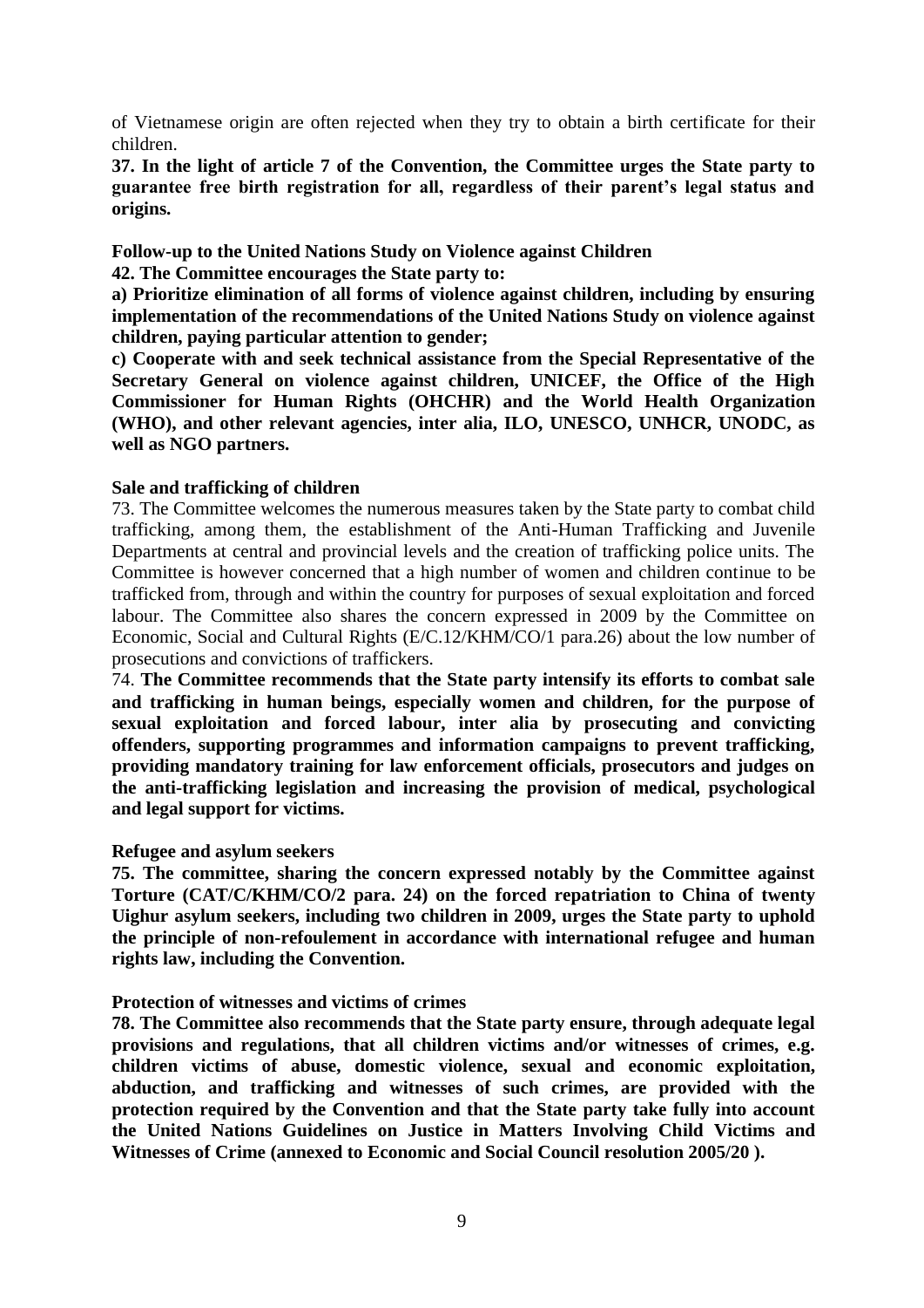of Vietnamese origin are often rejected when they try to obtain a birth certificate for their children.

**37. In the light of article 7 of the Convention, the Committee urges the State party to guarantee free birth registration for all, regardless of their parent's legal status and origins.**

**Follow-up to the United Nations Study on Violence against Children**

**42. The Committee encourages the State party to:**

**a) Prioritize elimination of all forms of violence against children, including by ensuring implementation of the recommendations of the United Nations Study on violence against children, paying particular attention to gender;**

**c) Cooperate with and seek technical assistance from the Special Representative of the Secretary General on violence against children, UNICEF, the Office of the High Commissioner for Human Rights (OHCHR) and the World Health Organization (WHO), and other relevant agencies, inter alia, ILO, UNESCO, UNHCR, UNODC, as well as NGO partners.**

**Sale and trafficking of children**

73. The Committee welcomes the numerous measures taken by the State party to combat child trafficking, among them, the establishment of the Anti-Human Trafficking and Juvenile Departments at central and provincial levels and the creation of trafficking police units. The Committee is however concerned that a high number of women and children continue to be trafficked from, through and within the country for purposes of sexual exploitation and forced labour. The Committee also shares the concern expressed in 2009 by the Committee on Economic, Social and Cultural Rights (E/C.12/KHM/CO/1 para.26) about the low number of prosecutions and convictions of traffickers.

74. **The Committee recommends that the State party intensify its efforts to combat sale and trafficking in human beings, especially women and children, for the purpose of sexual exploitation and forced labour, inter alia by prosecuting and convicting offenders, supporting programmes and information campaigns to prevent trafficking, providing mandatory training for law enforcement officials, prosecutors and judges on the anti-trafficking legislation and increasing the provision of medical, psychological and legal support for victims.**

**Refugee and asylum seekers**

**75. The committee, sharing the concern expressed notably by the Committee against Torture (CAT/C/KHM/CO/2 para. 24) on the forced repatriation to China of twenty Uighur asylum seekers, including two children in 2009, urges the State party to uphold the principle of non-refoulement in accordance with international refugee and human rights law, including the Convention.**

**Protection of witnesses and victims of crimes**

**78. The Committee also recommends that the State party ensure, through adequate legal provisions and regulations, that all children victims and/or witnesses of crimes, e.g. children victims of abuse, domestic violence, sexual and economic exploitation, abduction, and trafficking and witnesses of such crimes, are provided with the protection required by the Convention and that the State party take fully into account the United Nations Guidelines on Justice in Matters Involving Child Victims and Witnesses of Crime (annexed to Economic and Social Council resolution 2005/20 ).**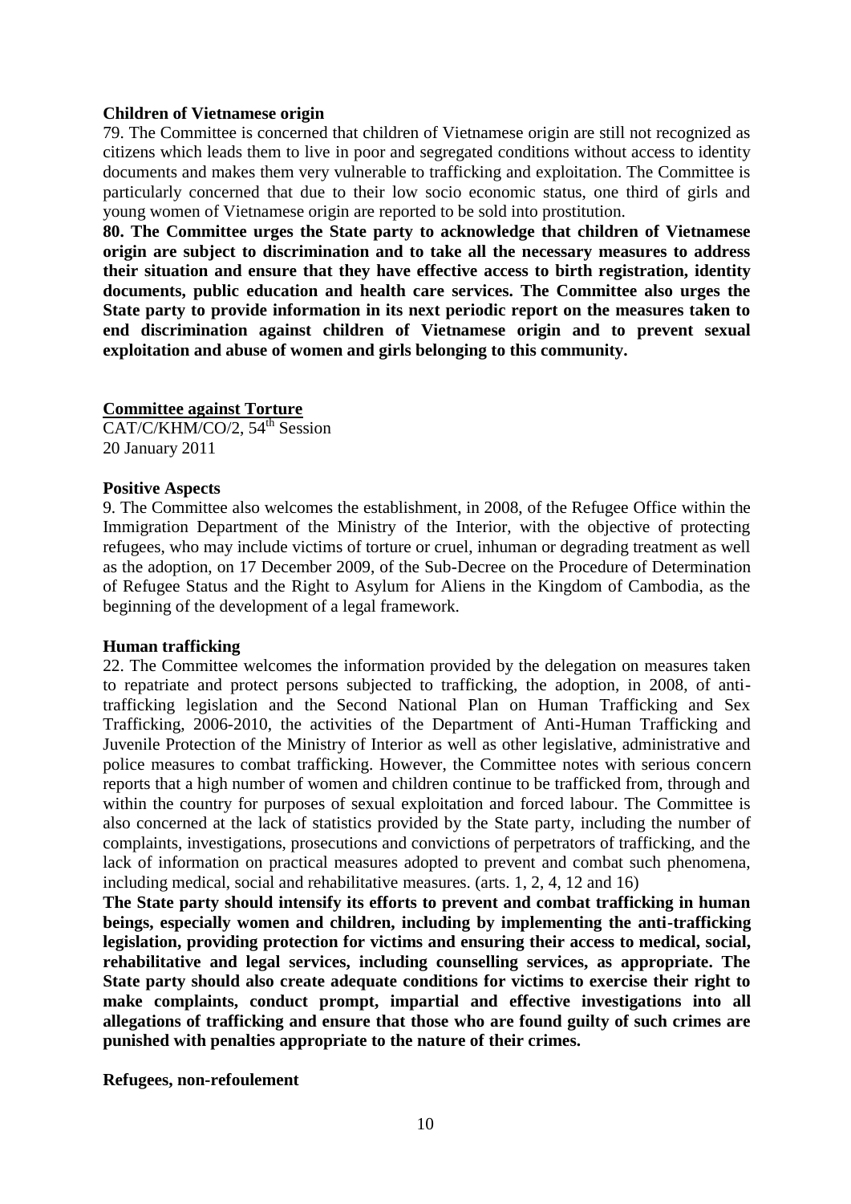**Children of Vietnamese origin**

79. The Committee is concerned that children of Vietnamese origin are still not recognized as citizens which leads them to live in poor and segregated conditions without access to identity documents and makes them very vulnerable to trafficking and exploitation. The Committee is particularly concerned that due to their low socio economic status, one third of girls and young women of Vietnamese origin are reported to be sold into prostitution.

**80. The Committee urges the State party to acknowledge that children of Vietnamese origin are subject to discrimination and to take all the necessary measures to address their situation and ensure that they have effective access to birth registration, identity documents, public education and health care services. The Committee also urges the State party to provide information in its next periodic report on the measures taken to end discrimination against children of Vietnamese origin and to prevent sexual exploitation and abuse of women and girls belonging to this community.**

**Committee against Torture**

CAT/C/KHM/CO/2, 54th Session
20 January 2011

**Positive Aspects**

9. The Committee also welcomes the establishment, in 2008, of the Refugee Office within the Immigration Department of the Ministry of the Interior, with the objective of protecting refugees, who may include victims of torture or cruel, inhuman or degrading treatment as well as the adoption, on 17 December 2009, of the Sub-Decree on the Procedure of Determination of Refugee Status and the Right to Asylum for Aliens in the Kingdom of Cambodia, as the beginning of the development of a legal framework.

**Human trafficking**

22. The Committee welcomes the information provided by the delegation on measures taken to repatriate and protect persons subjected to trafficking, the adoption, in 2008, of anti-trafficking legislation and the Second National Plan on Human Trafficking and Sex Trafficking, 2006-2010, the activities of the Department of Anti-Human Trafficking and Juvenile Protection of the Ministry of Interior as well as other legislative, administrative and police measures to combat trafficking. However, the Committee notes with serious concern reports that a high number of women and children continue to be trafficked from, through and within the country for purposes of sexual exploitation and forced labour. The Committee is also concerned at the lack of statistics provided by the State party, including the number of complaints, investigations, prosecutions and convictions of perpetrators of trafficking, and the lack of information on practical measures adopted to prevent and combat such phenomena, including medical, social and rehabilitative measures. (arts. 1, 2, 4, 12 and 16)

**The State party should intensify its efforts to prevent and combat trafficking in human beings, especially women and children, including by implementing the anti-trafficking legislation, providing protection for victims and ensuring their access to medical, social, rehabilitative and legal services, including counselling services, as appropriate. The State party should also create adequate conditions for victims to exercise their right to make complaints, conduct prompt, impartial and effective investigations into all allegations of trafficking and ensure that those who are found guilty of such crimes are punished with penalties appropriate to the nature of their crimes.**

**Refugees, non-refoulement**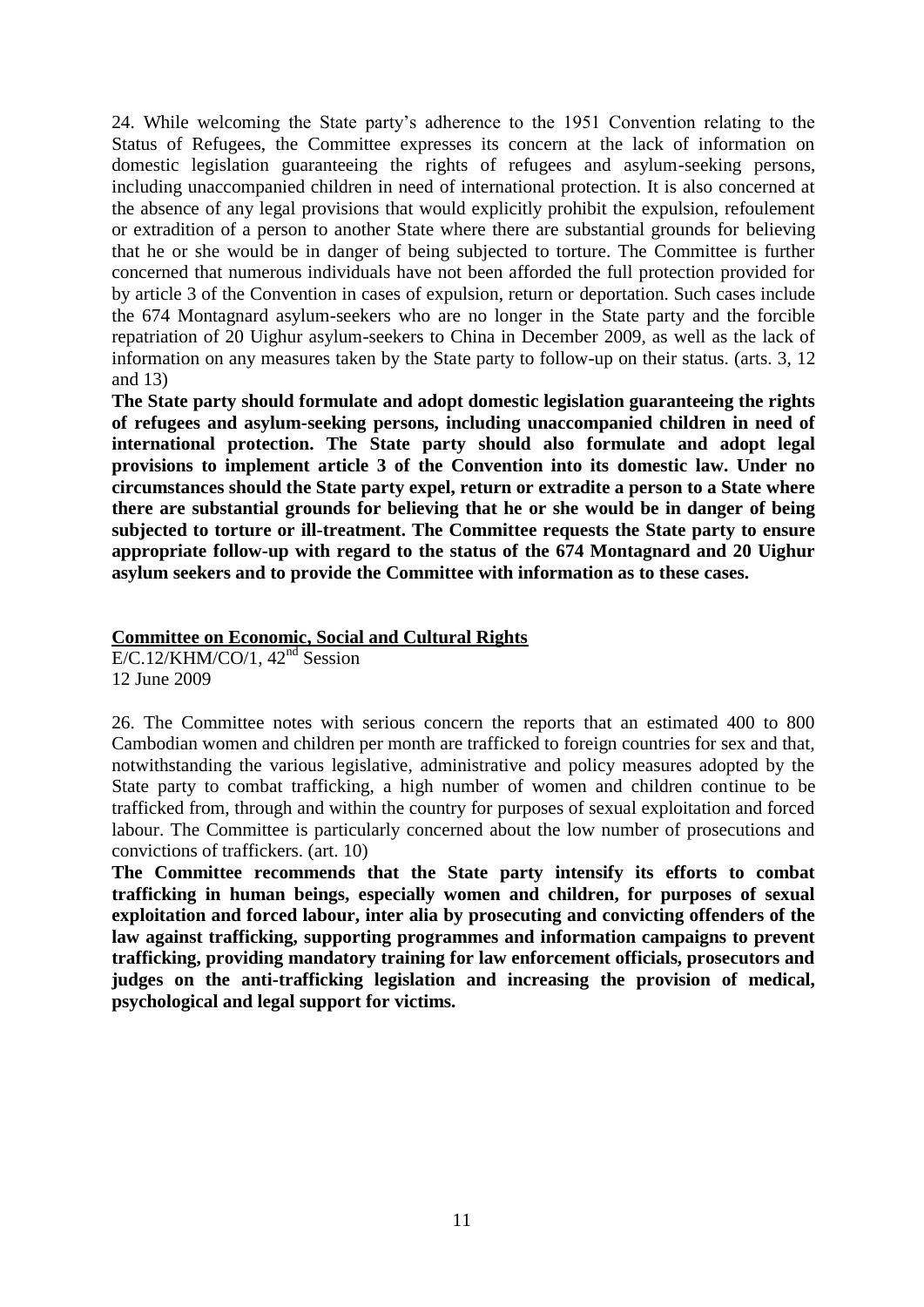24. While welcoming the State party's adherence to the 1951 Convention relating to the Status of Refugees, the Committee expresses its concern at the lack of information on domestic legislation guaranteeing the rights of refugees and asylum-seeking persons, including unaccompanied children in need of international protection. It is also concerned at the absence of any legal provisions that would explicitly prohibit the expulsion, refoulement or extradition of a person to another State where there are substantial grounds for believing that he or she would be in danger of being subjected to torture. The Committee is further concerned that numerous individuals have not been afforded the full protection provided for by article 3 of the Convention in cases of expulsion, return or deportation. Such cases include the 674 Montagnard asylum-seekers who are no longer in the State party and the forcible repatriation of 20 Uighur asylum-seekers to China in December 2009, as well as the lack of information on any measures taken by the State party to follow-up on their status. (arts. 3, 12 and 13)

**The State party should formulate and adopt domestic legislation guaranteeing the rights of refugees and asylum-seeking persons, including unaccompanied children in need of international protection. The State party should also formulate and adopt legal provisions to implement article 3 of the Convention into its domestic law. Under no circumstances should the State party expel, return or extradite a person to a State where there are substantial grounds for believing that he or she would be in danger of being subjected to torture or ill-treatment. The Committee requests the State party to ensure appropriate follow-up with regard to the status of the 674 Montagnard and 20 Uighur asylum seekers and to provide the Committee with information as to these cases.**

**Committee on Economic, Social and Cultural Rights**

E/C.12/KHM/CO/1, 42nd Session
12 June 2009

26. The Committee notes with serious concern the reports that an estimated 400 to 800 Cambodian women and children per month are trafficked to foreign countries for sex and that, notwithstanding the various legislative, administrative and policy measures adopted by the State party to combat trafficking, a high number of women and children continue to be trafficked from, through and within the country for purposes of sexual exploitation and forced labour. The Committee is particularly concerned about the low number of prosecutions and convictions of traffickers. (art. 10)

**The Committee recommends that the State party intensify its efforts to combat trafficking in human beings, especially women and children, for purposes of sexual exploitation and forced labour, inter alia by prosecuting and convicting offenders of the law against trafficking, supporting programmes and information campaigns to prevent trafficking, providing mandatory training for law enforcement officials, prosecutors and judges on the anti-trafficking legislation and increasing the provision of medical, psychological and legal support for victims.**